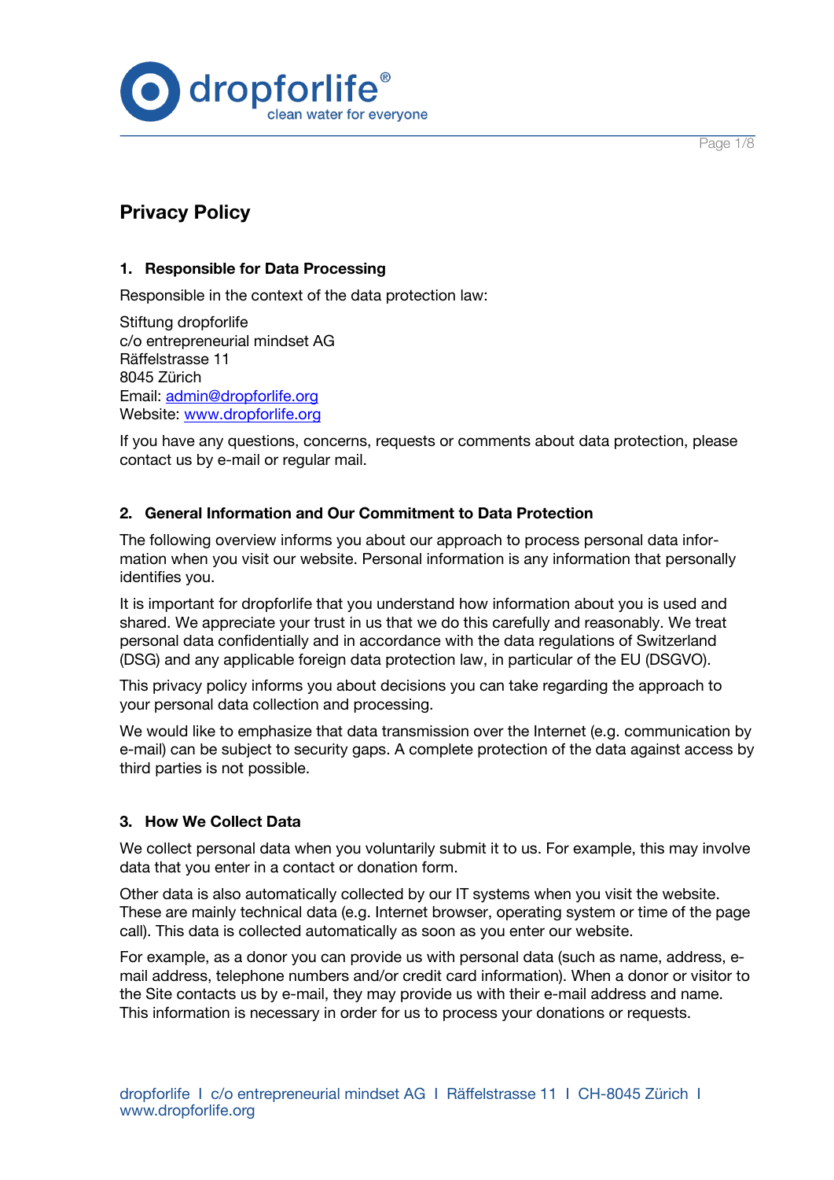# Privacy Policy

## 1. Responsible for Data Processing

Responsible in the context of the data protection law:

Stiftung dropforlife
c/o entrepreneurial mindset AG
Räffelstrasse 11
8045 Zürich
Email: admin@dropforlife.org
Website: www.dropforlife.org

If you have any questions, concerns, requests or comments about data protection, please contact us by e-mail or regular mail.

## 2. General Information and Our Commitment to Data Protection

The following overview informs you about our approach to process personal data information when you visit our website. Personal information is any information that personally identifies you.

It is important for dropforlife that you understand how information about you is used and shared. We appreciate your trust in us that we do this carefully and reasonably. We treat personal data confidentially and in accordance with the data regulations of Switzerland (DSG) and any applicable foreign data protection law, in particular of the EU (DSGVO).

This privacy policy informs you about decisions you can take regarding the approach to your personal data collection and processing.

We would like to emphasize that data transmission over the Internet (e.g. communication by e-mail) can be subject to security gaps. A complete protection of the data against access by third parties is not possible.

## 3. How We Collect Data

We collect personal data when you voluntarily submit it to us. For example, this may involve data that you enter in a contact or donation form.

Other data is also automatically collected by our IT systems when you visit the website. These are mainly technical data (e.g. Internet browser, operating system or time of the page call). This data is collected automatically as soon as you enter our website.

For example, as a donor you can provide us with personal data (such as name, address, e-mail address, telephone numbers and/or credit card information). When a donor or visitor to the Site contacts us by e-mail, they may provide us with their e-mail address and name. This information is necessary in order for us to process your donations or requests.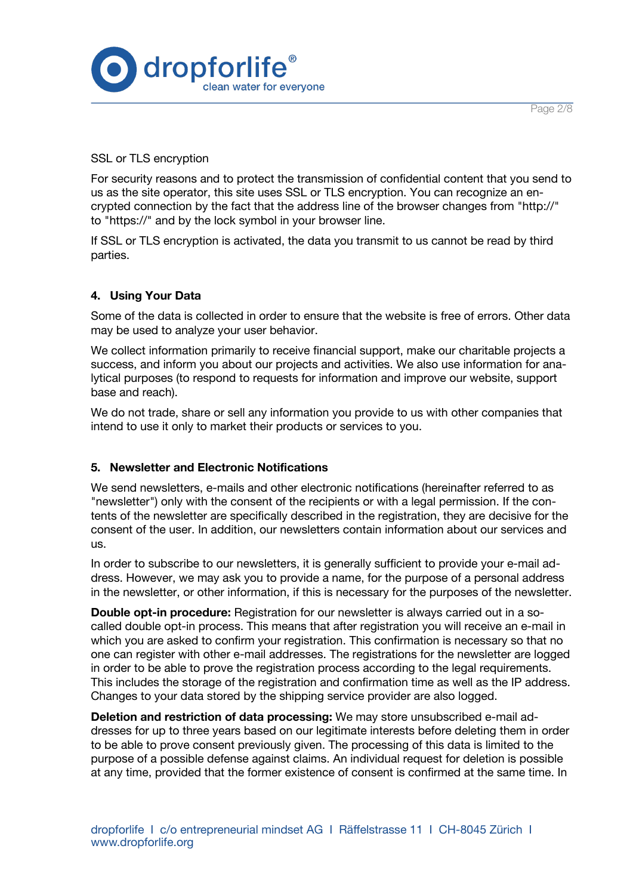SSL or TLS encryption

For security reasons and to protect the transmission of confidential content that you send to us as the site operator, this site uses SSL or TLS encryption. You can recognize an encrypted connection by the fact that the address line of the browser changes from "http://" to "https://" and by the lock symbol in your browser line.

If SSL or TLS encryption is activated, the data you transmit to us cannot be read by third parties.

## 4. Using Your Data

Some of the data is collected in order to ensure that the website is free of errors. Other data may be used to analyze your user behavior.

We collect information primarily to receive financial support, make our charitable projects a success, and inform you about our projects and activities. We also use information for analytical purposes (to respond to requests for information and improve our website, support base and reach).

We do not trade, share or sell any information you provide to us with other companies that intend to use it only to market their products or services to you.

## 5. Newsletter and Electronic Notifications

We send newsletters, e-mails and other electronic notifications (hereinafter referred to as "newsletter") only with the consent of the recipients or with a legal permission. If the contents of the newsletter are specifically described in the registration, they are decisive for the consent of the user. In addition, our newsletters contain information about our services and us.

In order to subscribe to our newsletters, it is generally sufficient to provide your e-mail address. However, we may ask you to provide a name, for the purpose of a personal address in the newsletter, or other information, if this is necessary for the purposes of the newsletter.

**Double opt-in procedure:** Registration for our newsletter is always carried out in a so-called double opt-in process. This means that after registration you will receive an e-mail in which you are asked to confirm your registration. This confirmation is necessary so that no one can register with other e-mail addresses. The registrations for the newsletter are logged in order to be able to prove the registration process according to the legal requirements. This includes the storage of the registration and confirmation time as well as the IP address. Changes to your data stored by the shipping service provider are also logged.

**Deletion and restriction of data processing:** We may store unsubscribed e-mail addresses for up to three years based on our legitimate interests before deleting them in order to be able to prove consent previously given. The processing of this data is limited to the purpose of a possible defense against claims. An individual request for deletion is possible at any time, provided that the former existence of consent is confirmed at the same time. In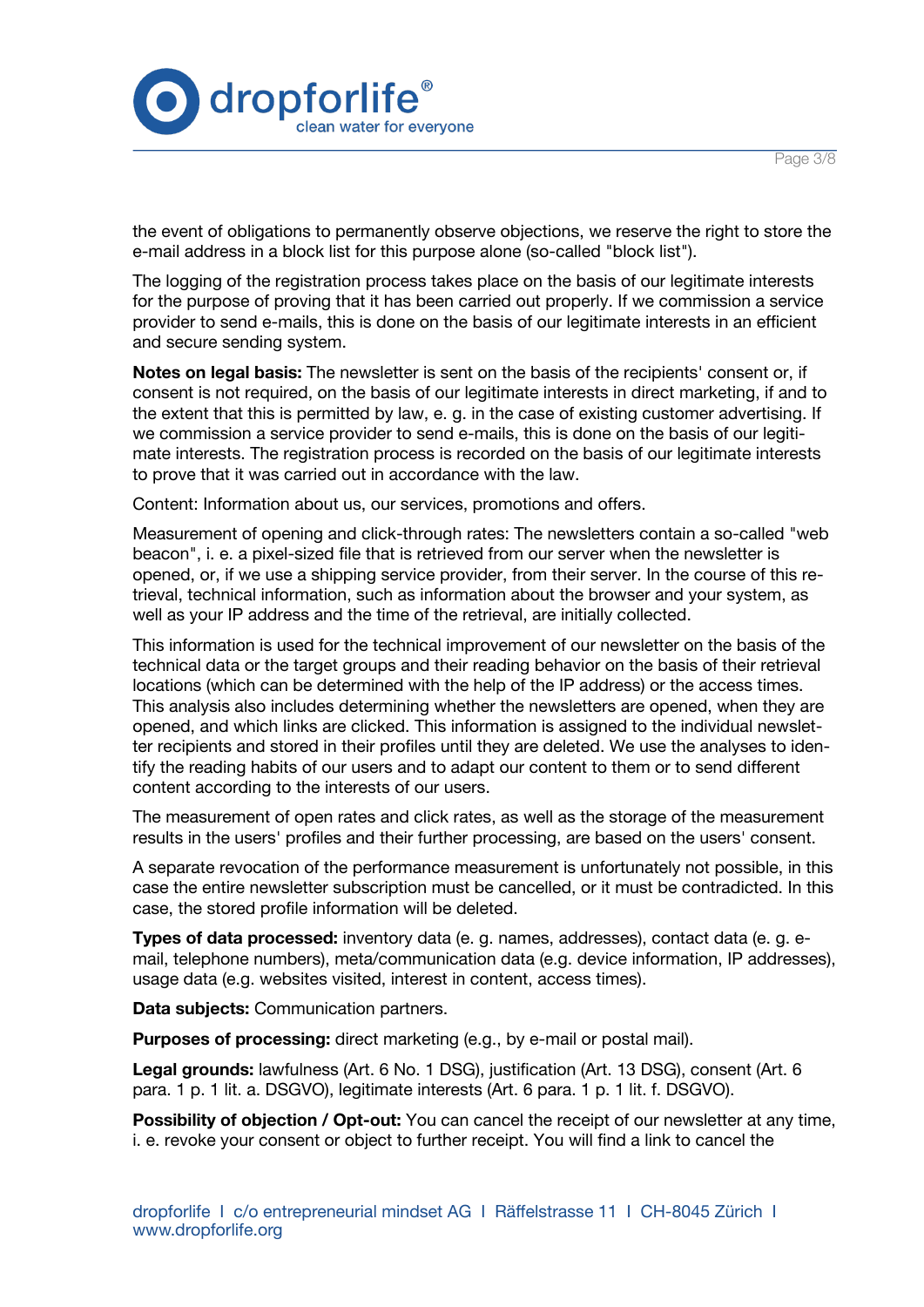the event of obligations to permanently observe objections, we reserve the right to store the e-mail address in a block list for this purpose alone (so-called "block list").

The logging of the registration process takes place on the basis of our legitimate interests for the purpose of proving that it has been carried out properly. If we commission a service provider to send e-mails, this is done on the basis of our legitimate interests in an efficient and secure sending system.

**Notes on legal basis:** The newsletter is sent on the basis of the recipients' consent or, if consent is not required, on the basis of our legitimate interests in direct marketing, if and to the extent that this is permitted by law, e. g. in the case of existing customer advertising. If we commission a service provider to send e-mails, this is done on the basis of our legitimate interests. The registration process is recorded on the basis of our legitimate interests to prove that it was carried out in accordance with the law.

Content: Information about us, our services, promotions and offers.

Measurement of opening and click-through rates: The newsletters contain a so-called "web beacon", i. e. a pixel-sized file that is retrieved from our server when the newsletter is opened, or, if we use a shipping service provider, from their server. In the course of this retrieval, technical information, such as information about the browser and your system, as well as your IP address and the time of the retrieval, are initially collected.

This information is used for the technical improvement of our newsletter on the basis of the technical data or the target groups and their reading behavior on the basis of their retrieval locations (which can be determined with the help of the IP address) or the access times. This analysis also includes determining whether the newsletters are opened, when they are opened, and which links are clicked. This information is assigned to the individual newsletter recipients and stored in their profiles until they are deleted. We use the analyses to identify the reading habits of our users and to adapt our content to them or to send different content according to the interests of our users.

The measurement of open rates and click rates, as well as the storage of the measurement results in the users' profiles and their further processing, are based on the users' consent.

A separate revocation of the performance measurement is unfortunately not possible, in this case the entire newsletter subscription must be cancelled, or it must be contradicted. In this case, the stored profile information will be deleted.

**Types of data processed:** inventory data (e. g. names, addresses), contact data (e. g. e-mail, telephone numbers), meta/communication data (e.g. device information, IP addresses), usage data (e.g. websites visited, interest in content, access times).

**Data subjects:** Communication partners.

**Purposes of processing:** direct marketing (e.g., by e-mail or postal mail).

**Legal grounds:** lawfulness (Art. 6 No. 1 DSG), justification (Art. 13 DSG), consent (Art. 6 para. 1 p. 1 lit. a. DSGVO), legitimate interests (Art. 6 para. 1 p. 1 lit. f. DSGVO).

**Possibility of objection / Opt-out:** You can cancel the receipt of our newsletter at any time, i. e. revoke your consent or object to further receipt. You will find a link to cancel the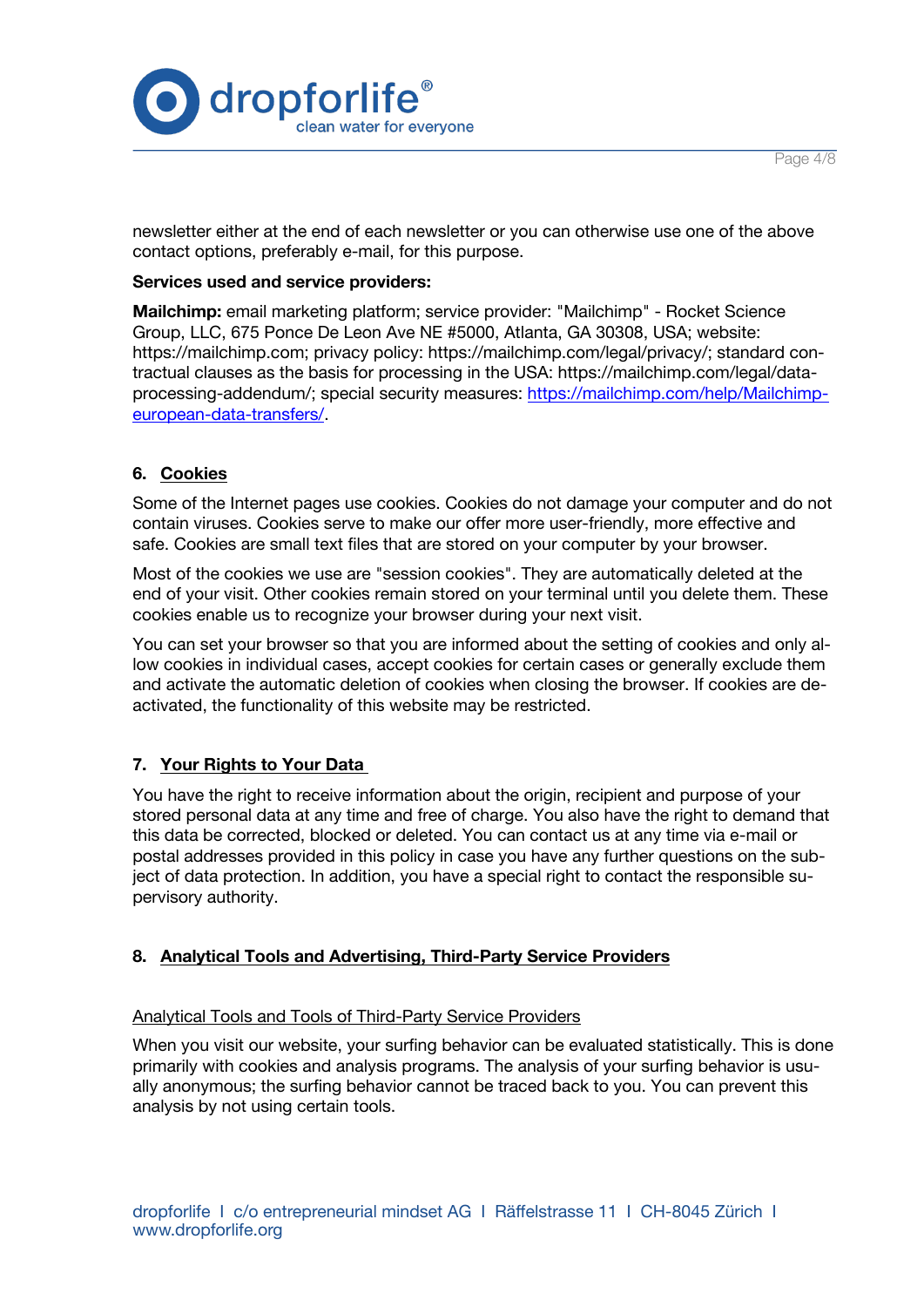newsletter either at the end of each newsletter or you can otherwise use one of the above contact options, preferably e-mail, for this purpose.

**Services used and service providers:**

**Mailchimp:** email marketing platform; service provider: "Mailchimp" - Rocket Science Group, LLC, 675 Ponce De Leon Ave NE #5000, Atlanta, GA 30308, USA; website: https://mailchimp.com; privacy policy: https://mailchimp.com/legal/privacy/; standard contractual clauses as the basis for processing in the USA: https://mailchimp.com/legal/data-processing-addendum/; special security measures: [https://mailchimp.com/help/Mailchimp-european-data-transfers/](https://mailchimp.com/help/Mailchimp-european-data-transfers/).

## 6. Cookies

Some of the Internet pages use cookies. Cookies do not damage your computer and do not contain viruses. Cookies serve to make our offer more user-friendly, more effective and safe. Cookies are small text files that are stored on your computer by your browser.

Most of the cookies we use are "session cookies". They are automatically deleted at the end of your visit. Other cookies remain stored on your terminal until you delete them. These cookies enable us to recognize your browser during your next visit.

You can set your browser so that you are informed about the setting of cookies and only allow cookies in individual cases, accept cookies for certain cases or generally exclude them and activate the automatic deletion of cookies when closing the browser. If cookies are deactivated, the functionality of this website may be restricted.

## 7. Your Rights to Your Data

You have the right to receive information about the origin, recipient and purpose of your stored personal data at any time and free of charge. You also have the right to demand that this data be corrected, blocked or deleted. You can contact us at any time via e-mail or postal addresses provided in this policy in case you have any further questions on the subject of data protection. In addition, you have a special right to contact the responsible supervisory authority.

## 8. Analytical Tools and Advertising, Third-Party Service Providers

### Analytical Tools and Tools of Third-Party Service Providers

When you visit our website, your surfing behavior can be evaluated statistically. This is done primarily with cookies and analysis programs. The analysis of your surfing behavior is usually anonymous; the surfing behavior cannot be traced back to you. You can prevent this analysis by not using certain tools.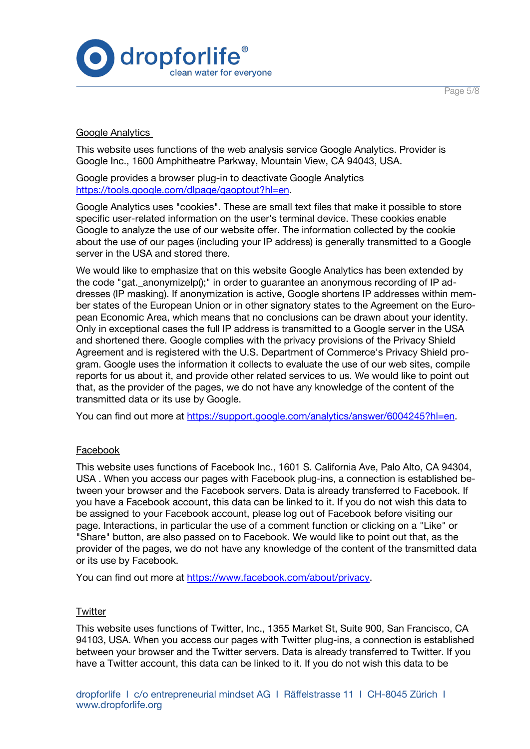## Google Analytics

This website uses functions of the web analysis service Google Analytics. Provider is Google Inc., 1600 Amphitheatre Parkway, Mountain View, CA 94043, USA.

Google provides a browser plug-in to deactivate Google Analytics https://tools.google.com/dlpage/gaoptout?hl=en.

Google Analytics uses "cookies". These are small text files that make it possible to store specific user-related information on the user's terminal device. These cookies enable Google to analyze the use of our website offer. The information collected by the cookie about the use of our pages (including your IP address) is generally transmitted to a Google server in the USA and stored there.

We would like to emphasize that on this website Google Analytics has been extended by the code "gat._anonymizeIp();" in order to guarantee an anonymous recording of IP addresses (IP masking). If anonymization is active, Google shortens IP addresses within member states of the European Union or in other signatory states to the Agreement on the European Economic Area, which means that no conclusions can be drawn about your identity. Only in exceptional cases the full IP address is transmitted to a Google server in the USA and shortened there. Google complies with the privacy provisions of the Privacy Shield Agreement and is registered with the U.S. Department of Commerce's Privacy Shield program. Google uses the information it collects to evaluate the use of our web sites, compile reports for us about it, and provide other related services to us. We would like to point out that, as the provider of the pages, we do not have any knowledge of the content of the transmitted data or its use by Google.

You can find out more at https://support.google.com/analytics/answer/6004245?hl=en.

## Facebook

This website uses functions of Facebook Inc., 1601 S. California Ave, Palo Alto, CA 94304, USA . When you access our pages with Facebook plug-ins, a connection is established between your browser and the Facebook servers. Data is already transferred to Facebook. If you have a Facebook account, this data can be linked to it. If you do not wish this data to be assigned to your Facebook account, please log out of Facebook before visiting our page. Interactions, in particular the use of a comment function or clicking on a "Like" or "Share" button, are also passed on to Facebook. We would like to point out that, as the provider of the pages, we do not have any knowledge of the content of the transmitted data or its use by Facebook.

You can find out more at https://www.facebook.com/about/privacy.

## Twitter

This website uses functions of Twitter, Inc., 1355 Market St, Suite 900, San Francisco, CA 94103, USA. When you access our pages with Twitter plug-ins, a connection is established between your browser and the Twitter servers. Data is already transferred to Twitter. If you have a Twitter account, this data can be linked to it. If you do not wish this data to be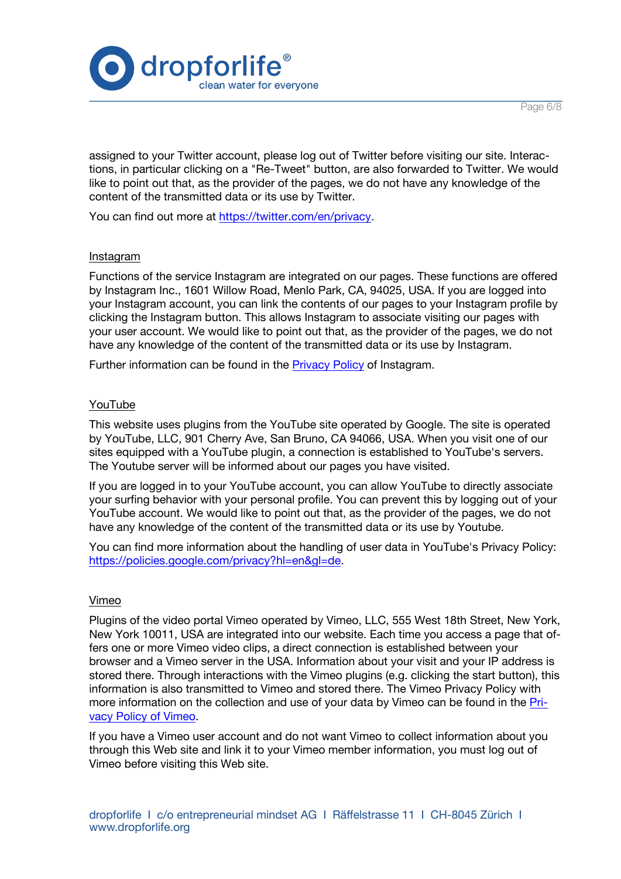assigned to your Twitter account, please log out of Twitter before visiting our site. Interactions, in particular clicking on a "Re-Tweet" button, are also forwarded to Twitter. We would like to point out that, as the provider of the pages, we do not have any knowledge of the content of the transmitted data or its use by Twitter.

You can find out more at https://twitter.com/en/privacy.

### Instagram

Functions of the service Instagram are integrated on our pages. These functions are offered by Instagram Inc., 1601 Willow Road, Menlo Park, CA, 94025, USA. If you are logged into your Instagram account, you can link the contents of our pages to your Instagram profile by clicking the Instagram button. This allows Instagram to associate visiting our pages with your user account. We would like to point out that, as the provider of the pages, we do not have any knowledge of the content of the transmitted data or its use by Instagram.

Further information can be found in the Privacy Policy of Instagram.

### YouTube

This website uses plugins from the YouTube site operated by Google. The site is operated by YouTube, LLC, 901 Cherry Ave, San Bruno, CA 94066, USA. When you visit one of our sites equipped with a YouTube plugin, a connection is established to YouTube's servers. The Youtube server will be informed about our pages you have visited.

If you are logged in to your YouTube account, you can allow YouTube to directly associate your surfing behavior with your personal profile. You can prevent this by logging out of your YouTube account. We would like to point out that, as the provider of the pages, we do not have any knowledge of the content of the transmitted data or its use by Youtube.

You can find more information about the handling of user data in YouTube's Privacy Policy: https://policies.google.com/privacy?hl=en&gl=de.

### Vimeo

Plugins of the video portal Vimeo operated by Vimeo, LLC, 555 West 18th Street, New York, New York 10011, USA are integrated into our website. Each time you access a page that offers one or more Vimeo video clips, a direct connection is established between your browser and a Vimeo server in the USA. Information about your visit and your IP address is stored there. Through interactions with the Vimeo plugins (e.g. clicking the start button), this information is also transmitted to Vimeo and stored there. The Vimeo Privacy Policy with more information on the collection and use of your data by Vimeo can be found in the Privacy Policy of Vimeo.

If you have a Vimeo user account and do not want Vimeo to collect information about you through this Web site and link it to your Vimeo member information, you must log out of Vimeo before visiting this Web site.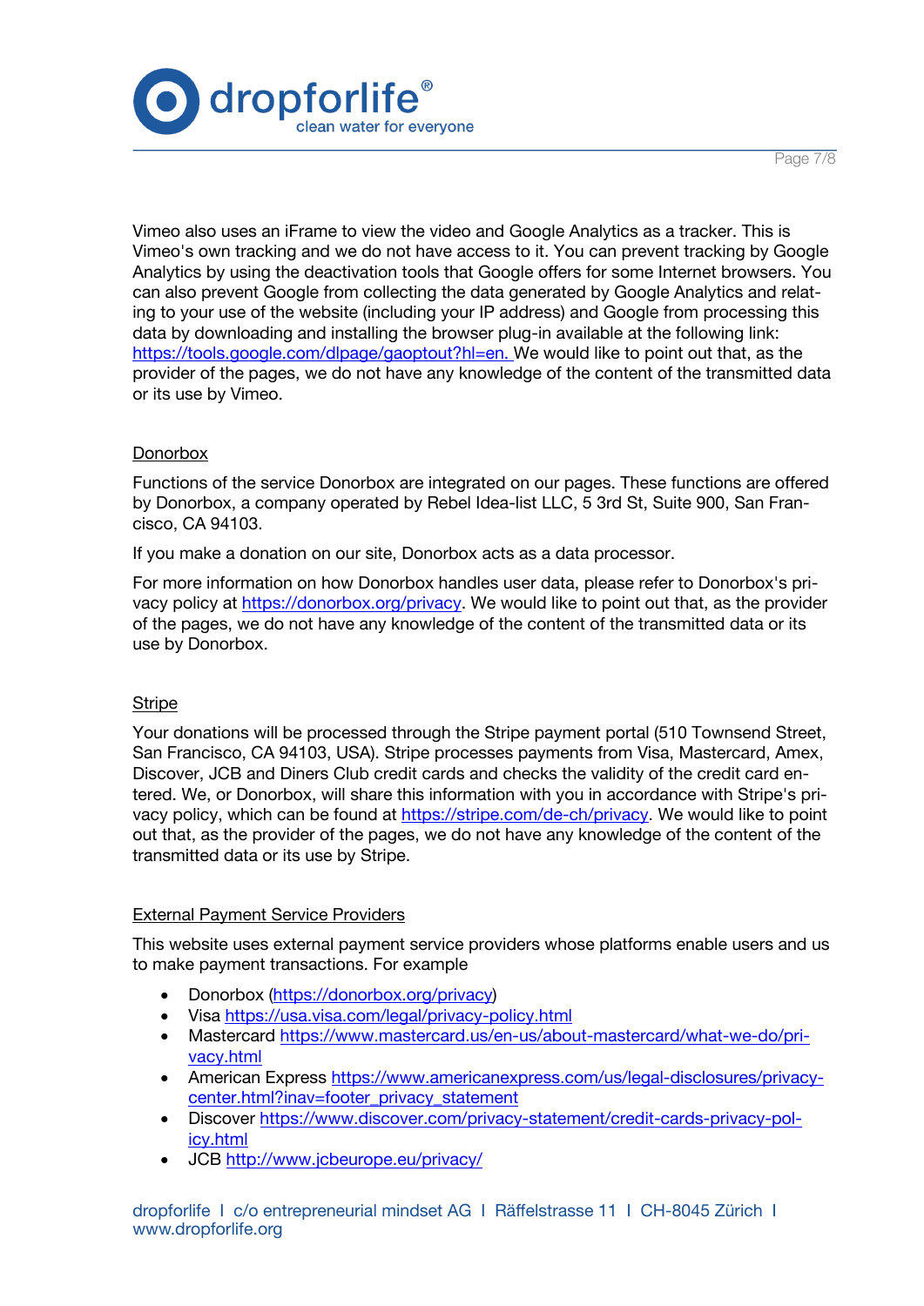Vimeo also uses an iFrame to view the video and Google Analytics as a tracker. This is Vimeo's own tracking and we do not have access to it. You can prevent tracking by Google Analytics by using the deactivation tools that Google offers for some Internet browsers. You can also prevent Google from collecting the data generated by Google Analytics and relating to your use of the website (including your IP address) and Google from processing this data by downloading and installing the browser plug-in available at the following link: https://tools.google.com/dlpage/gaoptout?hl=en. We would like to point out that, as the provider of the pages, we do not have any knowledge of the content of the transmitted data or its use by Vimeo.

## Donorbox

Functions of the service Donorbox are integrated on our pages. These functions are offered by Donorbox, a company operated by Rebel Idea-list LLC, 5 3rd St, Suite 900, San Francisco, CA 94103.

If you make a donation on our site, Donorbox acts as a data processor.

For more information on how Donorbox handles user data, please refer to Donorbox's privacy policy at https://donorbox.org/privacy. We would like to point out that, as the provider of the pages, we do not have any knowledge of the content of the transmitted data or its use by Donorbox.

## Stripe

Your donations will be processed through the Stripe payment portal (510 Townsend Street, San Francisco, CA 94103, USA). Stripe processes payments from Visa, Mastercard, Amex, Discover, JCB and Diners Club credit cards and checks the validity of the credit card entered. We, or Donorbox, will share this information with you in accordance with Stripe's privacy policy, which can be found at https://stripe.com/de-ch/privacy. We would like to point out that, as the provider of the pages, we do not have any knowledge of the content of the transmitted data or its use by Stripe.

## External Payment Service Providers

This website uses external payment service providers whose platforms enable users and us to make payment transactions. For example

- Donorbox (https://donorbox.org/privacy)
- Visa https://usa.visa.com/legal/privacy-policy.html
- Mastercard https://www.mastercard.us/en-us/about-mastercard/what-we-do/privacy.html
- American Express https://www.americanexpress.com/us/legal-disclosures/privacy-center.html?inav=footer_privacy_statement
- Discover https://www.discover.com/privacy-statement/credit-cards-privacy-policy.html
- JCB http://www.jcbeurope.eu/privacy/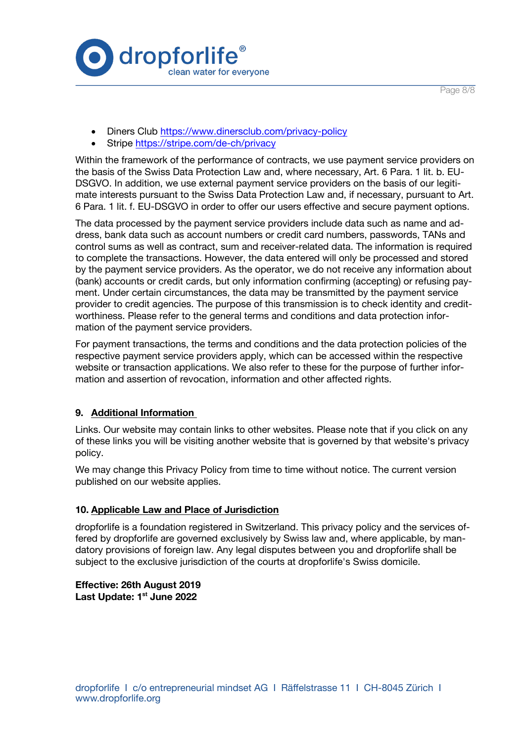- Diners Club https://www.dinersclub.com/privacy-policy
- Stripe https://stripe.com/de-ch/privacy

Within the framework of the performance of contracts, we use payment service providers on the basis of the Swiss Data Protection Law and, where necessary, Art. 6 Para. 1 lit. b. EU-DSGVO. In addition, we use external payment service providers on the basis of our legitimate interests pursuant to the Swiss Data Protection Law and, if necessary, pursuant to Art. 6 Para. 1 lit. f. EU-DSGVO in order to offer our users effective and secure payment options.

The data processed by the payment service providers include data such as name and address, bank data such as account numbers or credit card numbers, passwords, TANs and control sums as well as contract, sum and receiver-related data. The information is required to complete the transactions. However, the data entered will only be processed and stored by the payment service providers. As the operator, we do not receive any information about (bank) accounts or credit cards, but only information confirming (accepting) or refusing payment. Under certain circumstances, the data may be transmitted by the payment service provider to credit agencies. The purpose of this transmission is to check identity and creditworthiness. Please refer to the general terms and conditions and data protection information of the payment service providers.

For payment transactions, the terms and conditions and the data protection policies of the respective payment service providers apply, which can be accessed within the respective website or transaction applications. We also refer to these for the purpose of further information and assertion of revocation, information and other affected rights.

## 9. Additional Information

Links. Our website may contain links to other websites. Please note that if you click on any of these links you will be visiting another website that is governed by that website's privacy policy.

We may change this Privacy Policy from time to time without notice. The current version published on our website applies.

## 10. Applicable Law and Place of Jurisdiction

dropforlife is a foundation registered in Switzerland. This privacy policy and the services offered by dropforlife are governed exclusively by Swiss law and, where applicable, by mandatory provisions of foreign law. Any legal disputes between you and dropforlife shall be subject to the exclusive jurisdiction of the courts at dropforlife's Swiss domicile.

**Effective: 26th August 2019**
**Last Update: 1st June 2022**